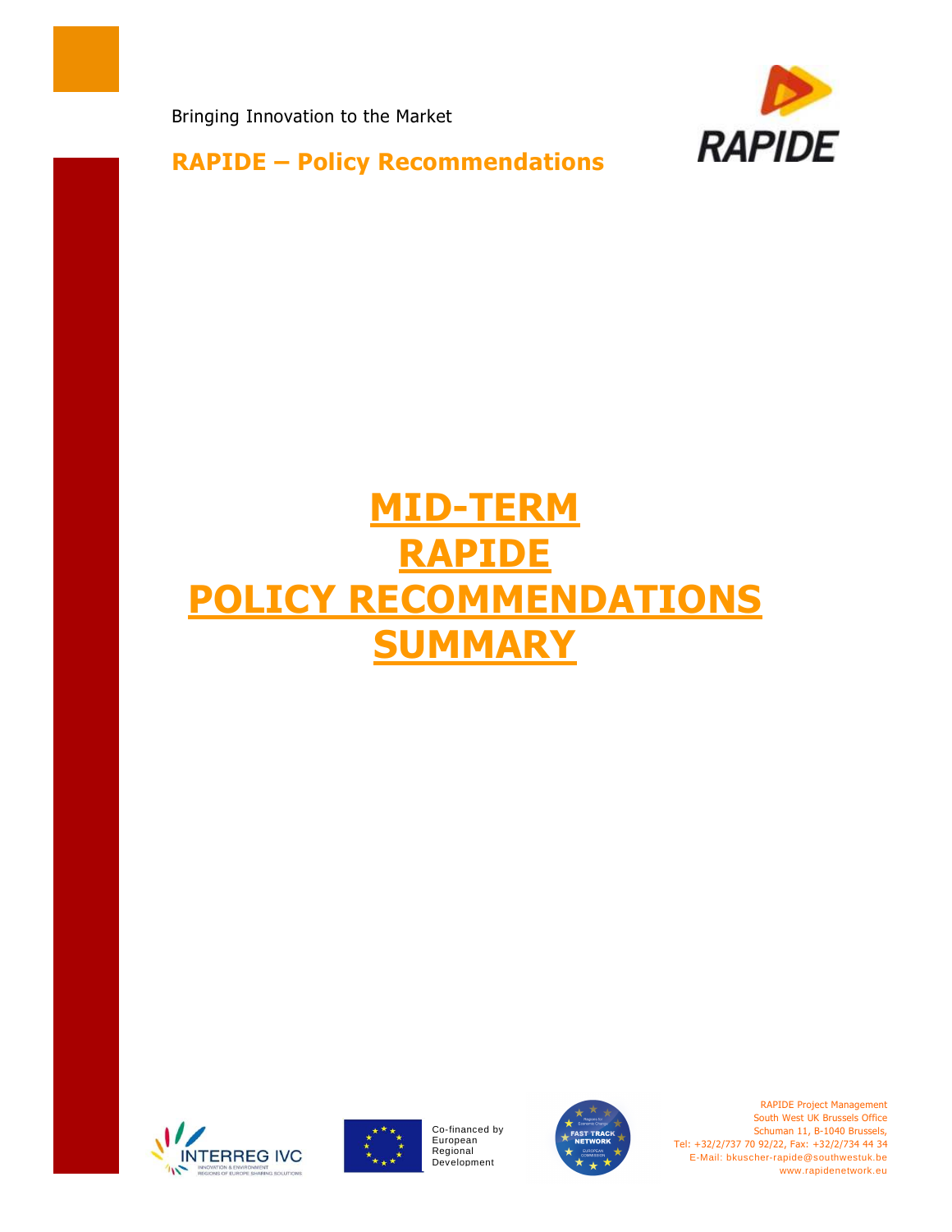Bringing Innovation to the Market

**RAPIDE – Policy Recommendations**

# MID-TERM RAPIDE POLICY RECOMMENDATIONS SUMMARY

Co-financed by European Regional Development

RAPIDE Project Management
South West UK Brussels Office
Schuman 11, B-1040 Brussels,
Tel: +32/2/737 70 92/22, Fax: +32/2/734 44 34
E-Mail: bkuscher-rapide@southwestuk.be
www.rapidenetwork.eu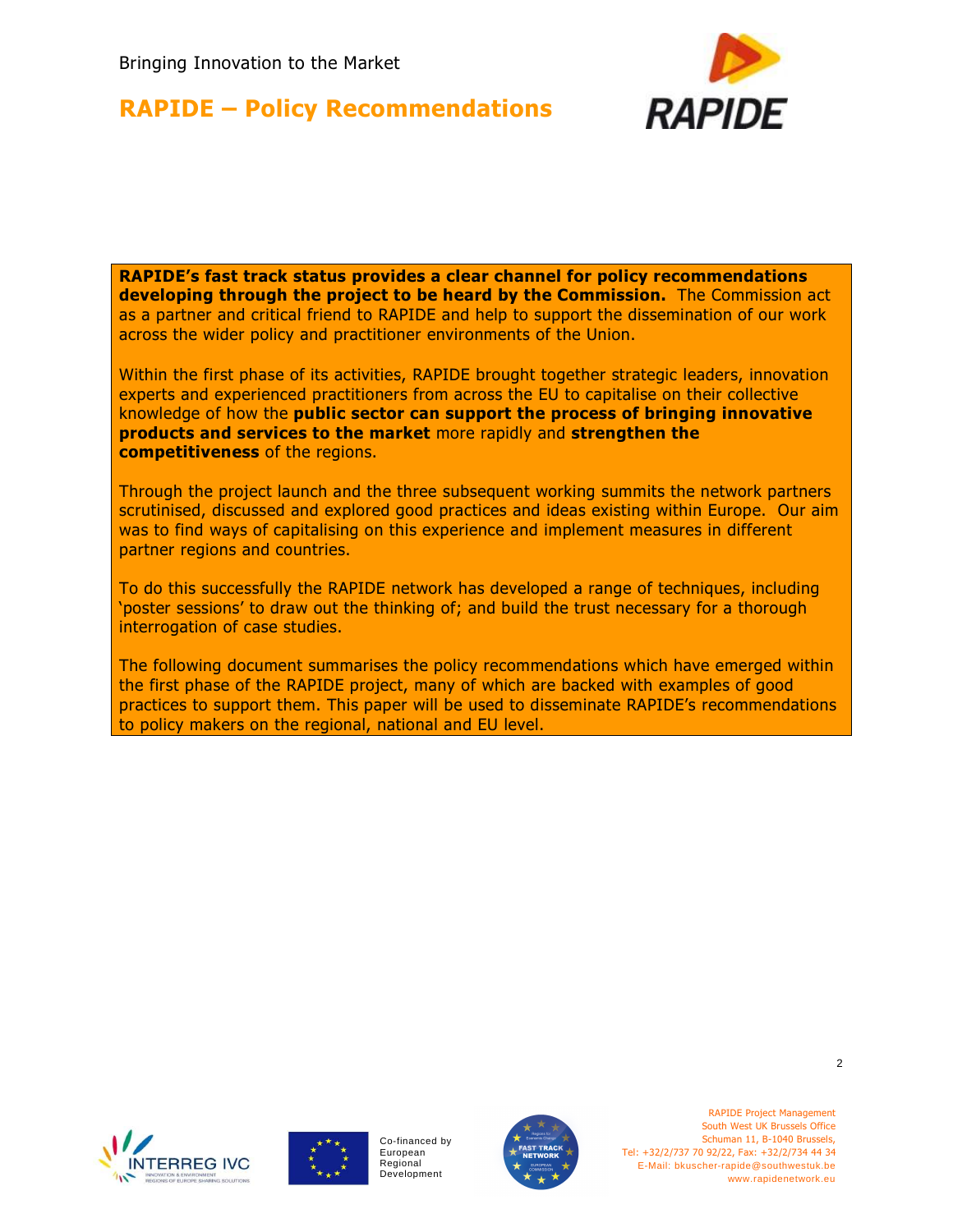Bringing Innovation to the Market

# RAPIDE – Policy Recommendations

**RAPIDE's fast track status provides a clear channel for policy recommendations developing through the project to be heard by the Commission.** The Commission act as a partner and critical friend to RAPIDE and help to support the dissemination of our work across the wider policy and practitioner environments of the Union.

Within the first phase of its activities, RAPIDE brought together strategic leaders, innovation experts and experienced practitioners from across the EU to capitalise on their collective knowledge of how the **public sector can support the process of bringing innovative products and services to the market** more rapidly and **strengthen the competitiveness** of the regions.

Through the project launch and the three subsequent working summits the network partners scrutinised, discussed and explored good practices and ideas existing within Europe. Our aim was to find ways of capitalising on this experience and implement measures in different partner regions and countries.

To do this successfully the RAPIDE network has developed a range of techniques, including 'poster sessions' to draw out the thinking of; and build the trust necessary for a thorough interrogation of case studies.

The following document summarises the policy recommendations which have emerged within the first phase of the RAPIDE project, many of which are backed with examples of good practices to support them. This paper will be used to disseminate RAPIDE's recommendations to policy makers on the regional, national and EU level.

Co-financed by European Regional Development

RAPIDE Project Management
South West UK Brussels Office
Schuman 11, B-1040 Brussels,
Tel: +32/2/737 70 92/22, Fax: +32/2/734 44 34
E-Mail: bkuscher-rapide@southwestuk.be
www.rapidenetwork.eu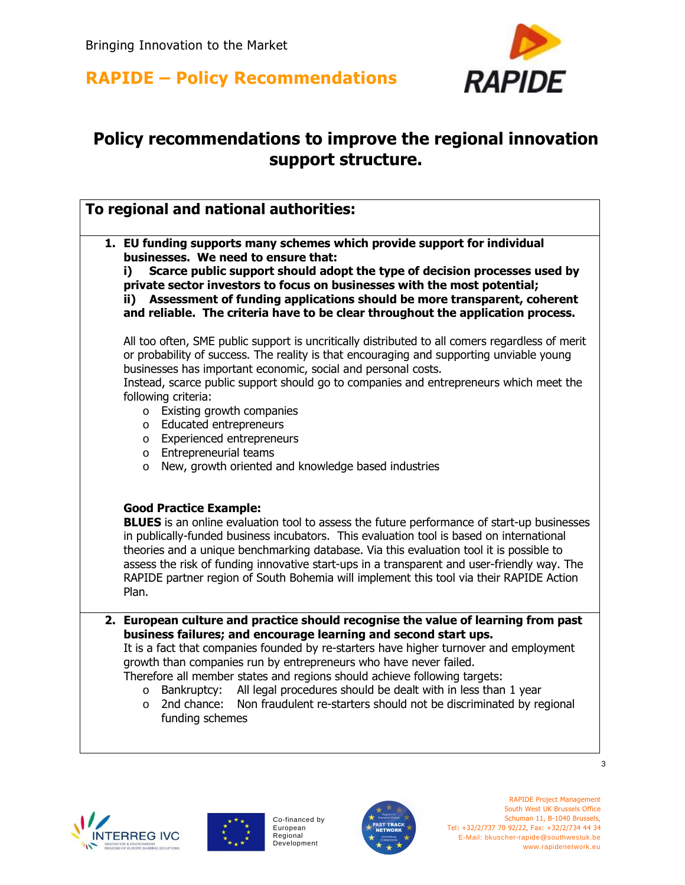# Policy recommendations to improve the regional innovation support structure.

## To regional and national authorities:

1. **EU funding supports many schemes which provide support for individual businesses. We need to ensure that:**
   **i) Scarce public support should adopt the type of decision processes used by private sector investors to focus on businesses with the most potential;**
   **ii) Assessment of funding applications should be more transparent, coherent and reliable. The criteria have to be clear throughout the application process.**

   All too often, SME public support is uncritically distributed to all comers regardless of merit or probability of success. The reality is that encouraging and supporting unviable young businesses has important economic, social and personal costs.
   Instead, scarce public support should go to companies and entrepreneurs which meet the following criteria:
   - Existing growth companies
   - Educated entrepreneurs
   - Experienced entrepreneurs
   - Entrepreneurial teams
   - New, growth oriented and knowledge based industries

   **Good Practice Example:**
   **BLUES** is an online evaluation tool to assess the future performance of start-up businesses in publically-funded business incubators. This evaluation tool is based on international theories and a unique benchmarking database. Via this evaluation tool it is possible to assess the risk of funding innovative start-ups in a transparent and user-friendly way. The RAPIDE partner region of South Bohemia will implement this tool via their RAPIDE Action Plan.

2. **European culture and practice should recognise the value of learning from past business failures; and encourage learning and second start ups.**
   It is a fact that companies founded by re-starters have higher turnover and employment growth than companies run by entrepreneurs who have never failed.
   Therefore all member states and regions should achieve following targets:
   - Bankruptcy: All legal procedures should be dealt with in less than 1 year
   - 2nd chance: Non fraudulent re-starters should not be discriminated by regional funding schemes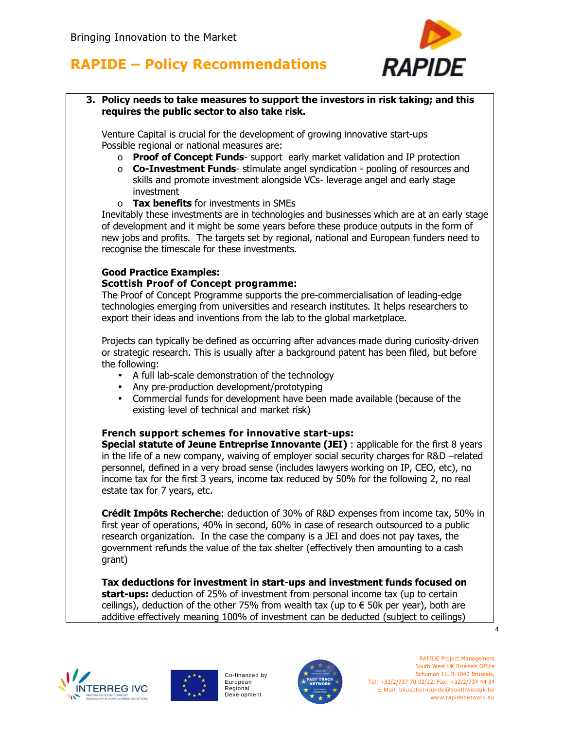**3. Policy needs to take measures to support the investors in risk taking; and this requires the public sector to also take risk.**

Venture Capital is crucial for the development of growing innovative start-ups
Possible regional or national measures are:

- **Proof of Concept Funds**- support early market validation and IP protection
- **Co-Investment Funds**- stimulate angel syndication - pooling of resources and skills and promote investment alongside VCs- leverage angel and early stage investment
- **Tax benefits** for investments in SMEs

Inevitably these investments are in technologies and businesses which are at an early stage of development and it might be some years before these produce outputs in the form of new jobs and profits. The targets set by regional, national and European funders need to recognise the timescale for these investments.

**Good Practice Examples:**

**Scottish Proof of Concept programme:**

The Proof of Concept Programme supports the pre-commercialisation of leading-edge technologies emerging from universities and research institutes. It helps researchers to export their ideas and inventions from the lab to the global marketplace.

Projects can typically be defined as occurring after advances made during curiosity-driven or strategic research. This is usually after a background patent has been filed, but before the following:

- A full lab-scale demonstration of the technology
- Any pre-production development/prototyping
- Commercial funds for development have been made available (because of the existing level of technical and market risk)

**French support schemes for innovative start-ups:**

**Special statute of Jeune Entreprise Innovante (JEI)** : applicable for the first 8 years in the life of a new company, waiving of employer social security charges for R&D –related personnel, defined in a very broad sense (includes lawyers working on IP, CEO, etc), no income tax for the first 3 years, income tax reduced by 50% for the following 2, no real estate tax for 7 years, etc.

**Crédit Impôts Recherche**: deduction of 30% of R&D expenses from income tax, 50% in first year of operations, 40% in second, 60% in case of research outsourced to a public research organization. In the case the company is a JEI and does not pay taxes, the government refunds the value of the tax shelter (effectively then amounting to a cash grant)

**Tax deductions for investment in start-ups and investment funds focused on start-ups:** deduction of 25% of investment from personal income tax (up to certain ceilings), deduction of the other 75% from wealth tax (up to € 50k per year), both are additive effectively meaning 100% of investment can be deducted (subject to ceilings)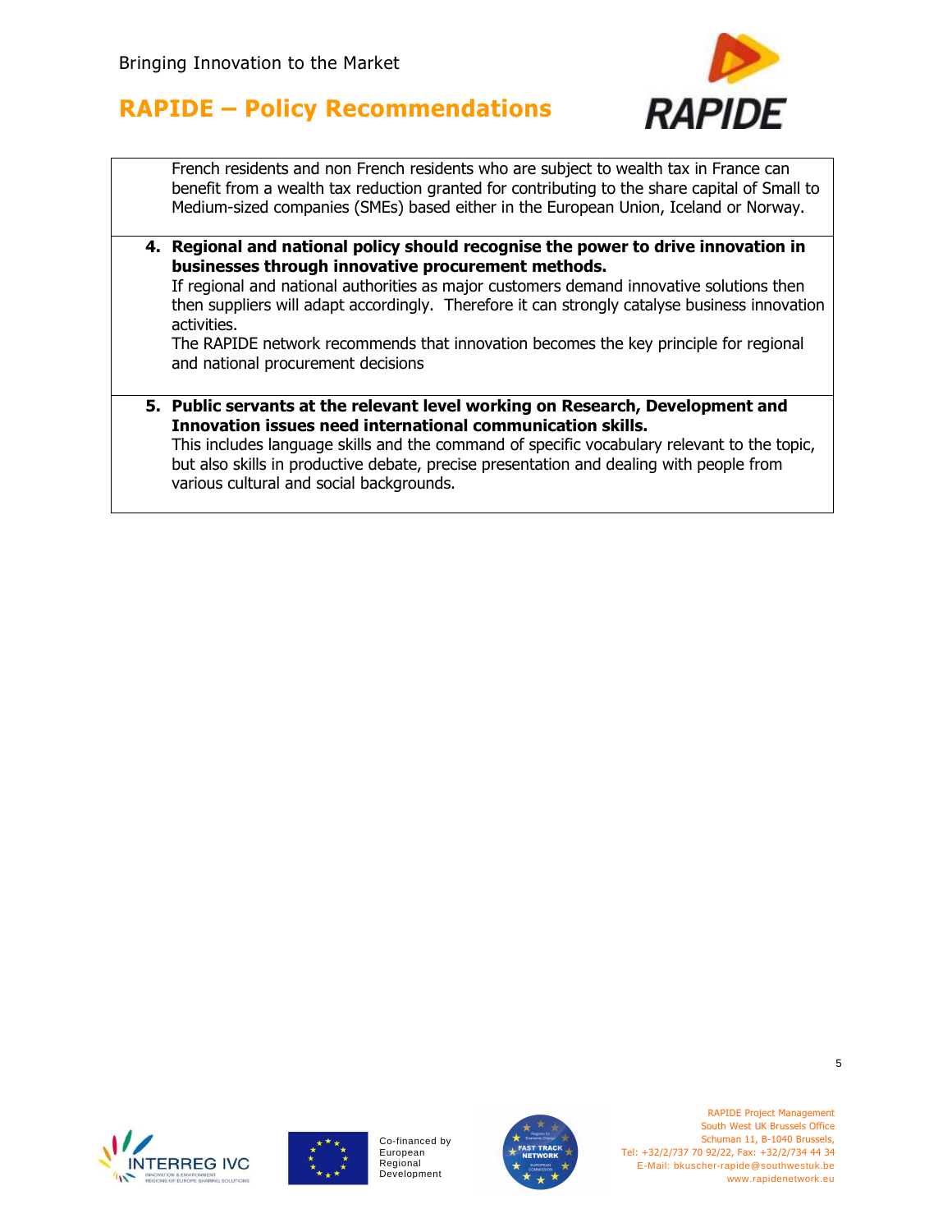French residents and non French residents who are subject to wealth tax in France can benefit from a wealth tax reduction granted for contributing to the share capital of Small to Medium-sized companies (SMEs) based either in the European Union, Iceland or Norway.

4. **Regional and national policy should recognise the power to drive innovation in businesses through innovative procurement methods.**
   If regional and national authorities as major customers demand innovative solutions then then suppliers will adapt accordingly. Therefore it can strongly catalyse business innovation activities.
   The RAPIDE network recommends that innovation becomes the key principle for regional and national procurement decisions

5. **Public servants at the relevant level working on Research, Development and Innovation issues need international communication skills.**
   This includes language skills and the command of specific vocabulary relevant to the topic, but also skills in productive debate, precise presentation and dealing with people from various cultural and social backgrounds.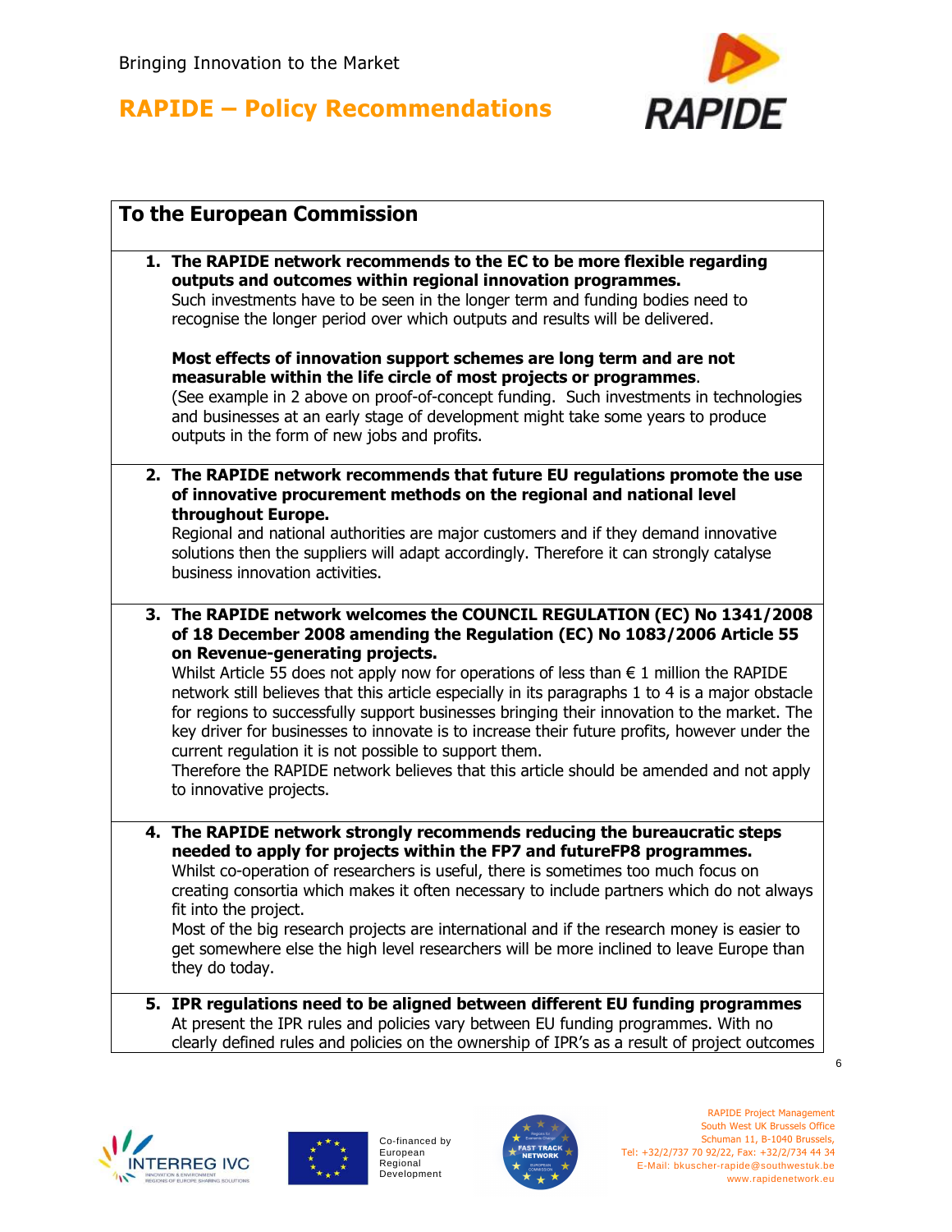## To the European Commission

1. **The RAPIDE network recommends to the EC to be more flexible regarding outputs and outcomes within regional innovation programmes.**
   Such investments have to be seen in the longer term and funding bodies need to recognise the longer period over which outputs and results will be delivered.

   **Most effects of innovation support schemes are long term and are not measurable within the life circle of most projects or programmes**.
   (See example in 2 above on proof-of-concept funding. Such investments in technologies and businesses at an early stage of development might take some years to produce outputs in the form of new jobs and profits.

2. **The RAPIDE network recommends that future EU regulations promote the use of innovative procurement methods on the regional and national level throughout Europe.**
   Regional and national authorities are major customers and if they demand innovative solutions then the suppliers will adapt accordingly. Therefore it can strongly catalyse business innovation activities.

3. **The RAPIDE network welcomes the COUNCIL REGULATION (EC) No 1341/2008 of 18 December 2008 amending the Regulation (EC) No 1083/2006 Article 55 on Revenue-generating projects.**
   Whilst Article 55 does not apply now for operations of less than € 1 million the RAPIDE network still believes that this article especially in its paragraphs 1 to 4 is a major obstacle for regions to successfully support businesses bringing their innovation to the market. The key driver for businesses to innovate is to increase their future profits, however under the current regulation it is not possible to support them.
   Therefore the RAPIDE network believes that this article should be amended and not apply to innovative projects.

4. **The RAPIDE network strongly recommends reducing the bureaucratic steps needed to apply for projects within the FP7 and futureFP8 programmes.**
   Whilst co-operation of researchers is useful, there is sometimes too much focus on creating consortia which makes it often necessary to include partners which do not always fit into the project.
   Most of the big research projects are international and if the research money is easier to get somewhere else the high level researchers will be more inclined to leave Europe than they do today.

5. **IPR regulations need to be aligned between different EU funding programmes**
   At present the IPR rules and policies vary between EU funding programmes. With no clearly defined rules and policies on the ownership of IPR's as a result of project outcomes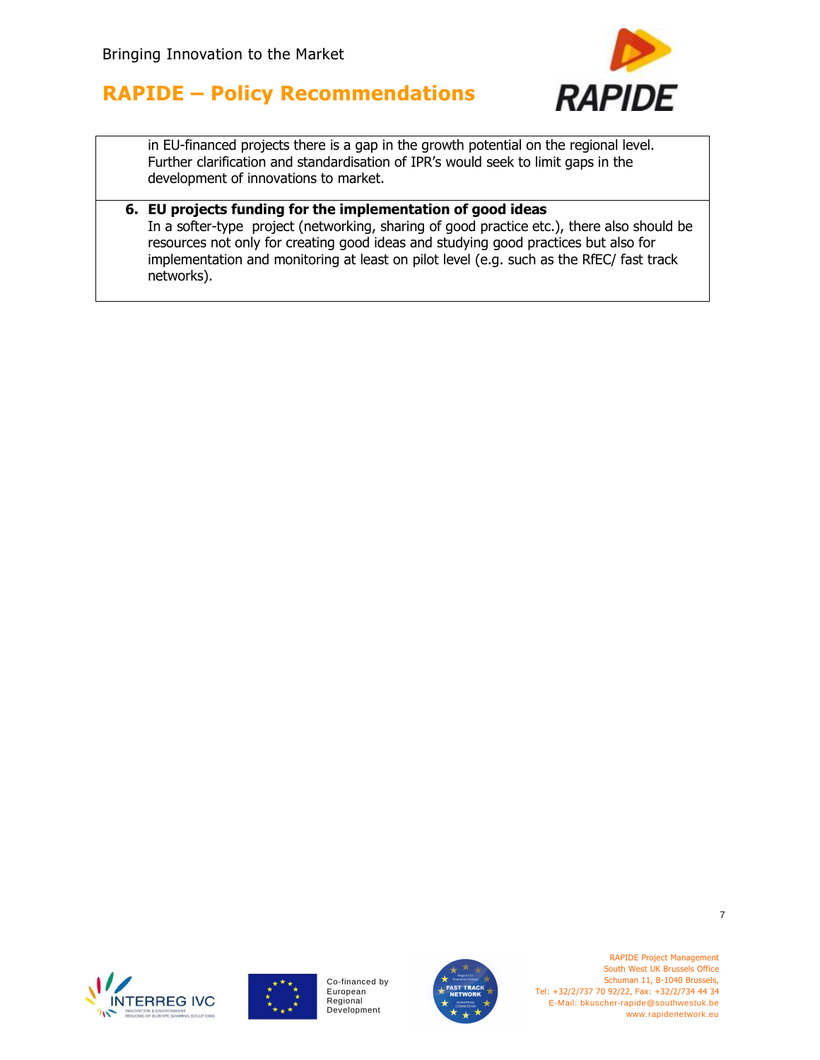in EU-financed projects there is a gap in the growth potential on the regional level. Further clarification and standardisation of IPR's would seek to limit gaps in the development of innovations to market.

6. **EU projects funding for the implementation of good ideas**
   In a softer-type project (networking, sharing of good practice etc.), there also should be resources not only for creating good ideas and studying good practices but also for implementation and monitoring at least on pilot level (e.g. such as the RfEC/ fast track networks).